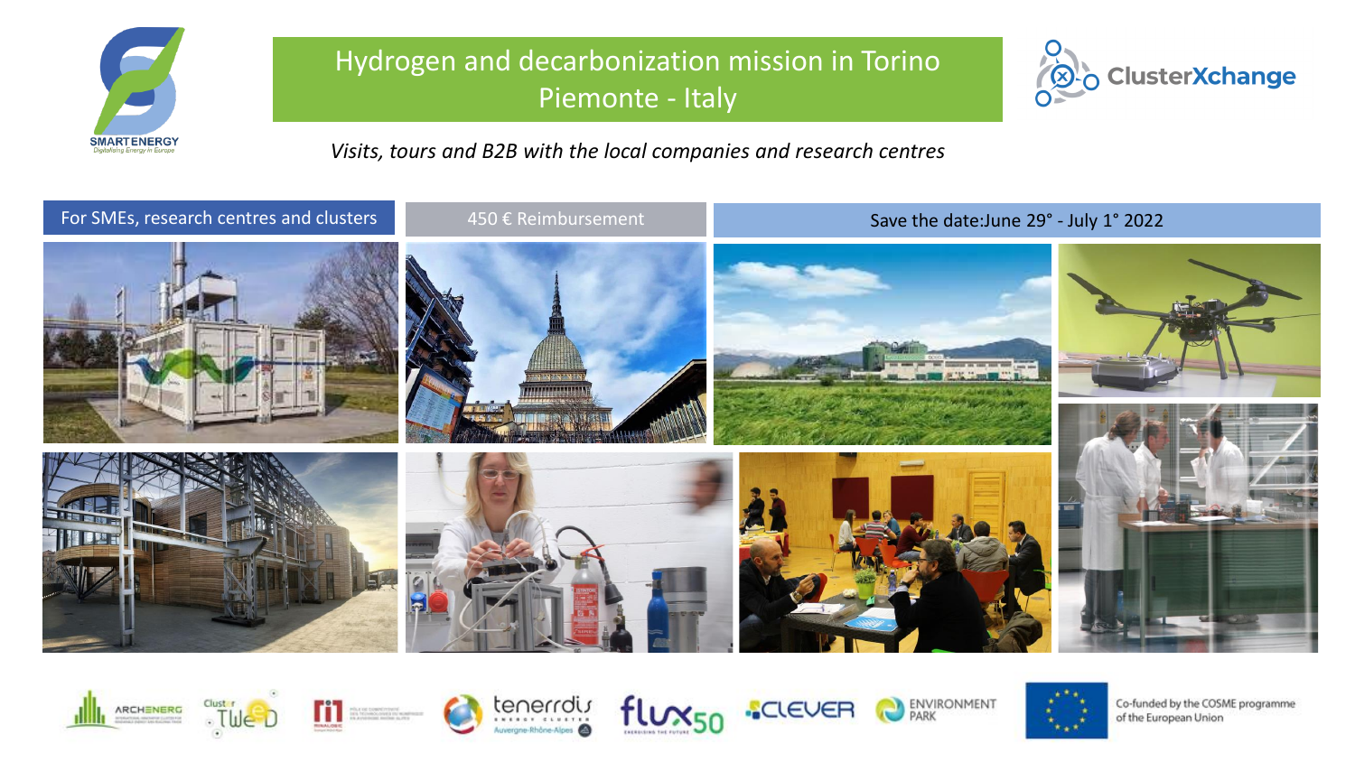# Hydrogen and decarbonization mission in Torino Piemonte - Italy

*Visits, tours and B2B with the local companies and research centres*

For SMEs, research centres and clusters

450 € Reimbursement

Save the date:June 29° - July 1° 2022

Co-funded by the COSME programme of the European Union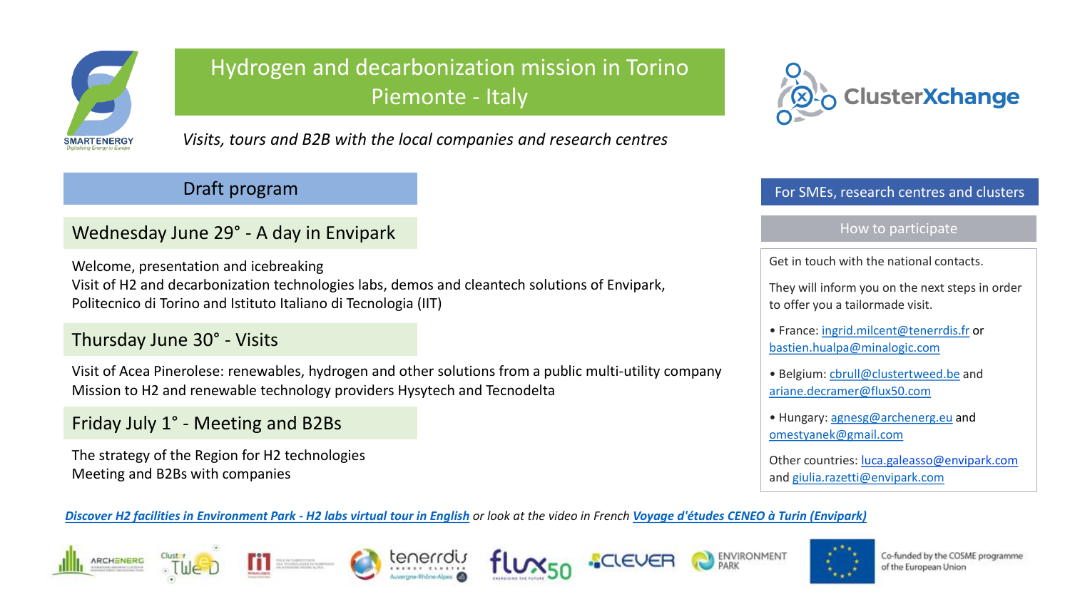# Hydrogen and decarbonization mission in Torino Piemonte - Italy

*Visits, tours and B2B with the local companies and research centres*

## Draft program

### Wednesday June 29° - A day in Envipark

Welcome, presentation and icebreaking
Visit of H2 and decarbonization technologies labs, demos and cleantech solutions of Envipark, Politecnico di Torino and Istituto Italiano di Tecnologia (IIT)

### Thursday June 30° - Visits

Visit of Acea Pinerolese: renewables, hydrogen and other solutions from a public multi-utility company
Mission to H2 and renewable technology providers Hysytech and Tecnodelta

### Friday July 1° - Meeting and B2Bs

The strategy of the Region for H2 technologies
Meeting and B2Bs with companies

## For SMEs, research centres and clusters

### How to participate

Get in touch with the national contacts.

They will inform you on the next steps in order to offer you a tailormade visit.

- France: ingrid.milcent@tenerrdis.fr or bastien.hualpa@minalogic.com
- Belgium: cbrull@clustertweed.be and ariane.decramer@flux50.com
- Hungary: agnesg@archenerg.eu and omestyanek@gmail.com

Other countries: luca.galeasso@envipark.com and giulia.razetti@envipark.com

***Discover H2 facilities in Environment Park - H2 labs virtual tour in English*** *or look at the video in French* ***Voyage d'études CENEO à Turin (Envipark)***

Co-funded by the COSME programme of the European Union